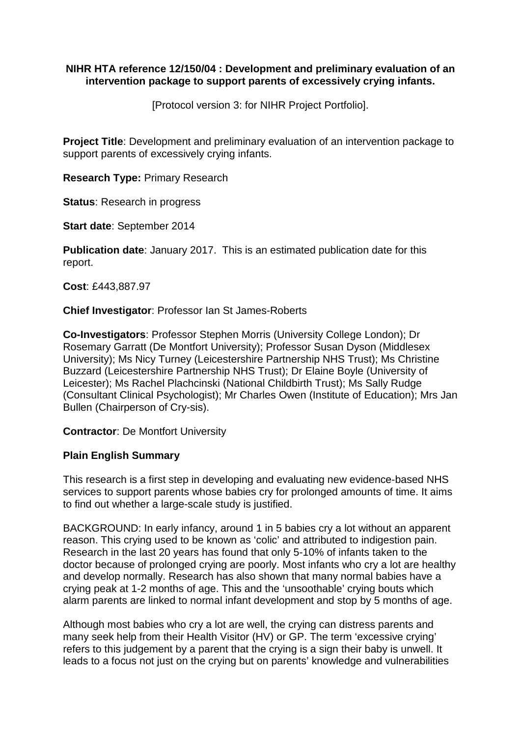**NIHR HTA reference 12/150/04 : Development and preliminary evaluation of an intervention package to support parents of excessively crying infants.**

[Protocol version 3: for NIHR Project Portfolio].

**Project Title**: Development and preliminary evaluation of an intervention package to support parents of excessively crying infants.

**Research Type:** Primary Research

**Status**: Research in progress

**Start date**: September 2014

**Publication date**: January 2017. This is an estimated publication date for this report.

**Cost**: £443,887.97

**Chief Investigator**: Professor Ian St James-Roberts

**Co-Investigators**: Professor Stephen Morris (University College London); Dr Rosemary Garratt (De Montfort University); Professor Susan Dyson (Middlesex University); Ms Nicy Turney (Leicestershire Partnership NHS Trust); Ms Christine Buzzard (Leicestershire Partnership NHS Trust); Dr Elaine Boyle (University of Leicester); Ms Rachel Plachcinski (National Childbirth Trust); Ms Sally Rudge (Consultant Clinical Psychologist); Mr Charles Owen (Institute of Education); Mrs Jan Bullen (Chairperson of Cry-sis).

**Contractor**: De Montfort University

**Plain English Summary**

This research is a first step in developing and evaluating new evidence-based NHS services to support parents whose babies cry for prolonged amounts of time. It aims to find out whether a large-scale study is justified.

BACKGROUND: In early infancy, around 1 in 5 babies cry a lot without an apparent reason. This crying used to be known as 'colic' and attributed to indigestion pain. Research in the last 20 years has found that only 5-10% of infants taken to the doctor because of prolonged crying are poorly. Most infants who cry a lot are healthy and develop normally. Research has also shown that many normal babies have a crying peak at 1-2 months of age. This and the 'unsoothable' crying bouts which alarm parents are linked to normal infant development and stop by 5 months of age.

Although most babies who cry a lot are well, the crying can distress parents and many seek help from their Health Visitor (HV) or GP. The term 'excessive crying' refers to this judgement by a parent that the crying is a sign their baby is unwell. It leads to a focus not just on the crying but on parents' knowledge and vulnerabilities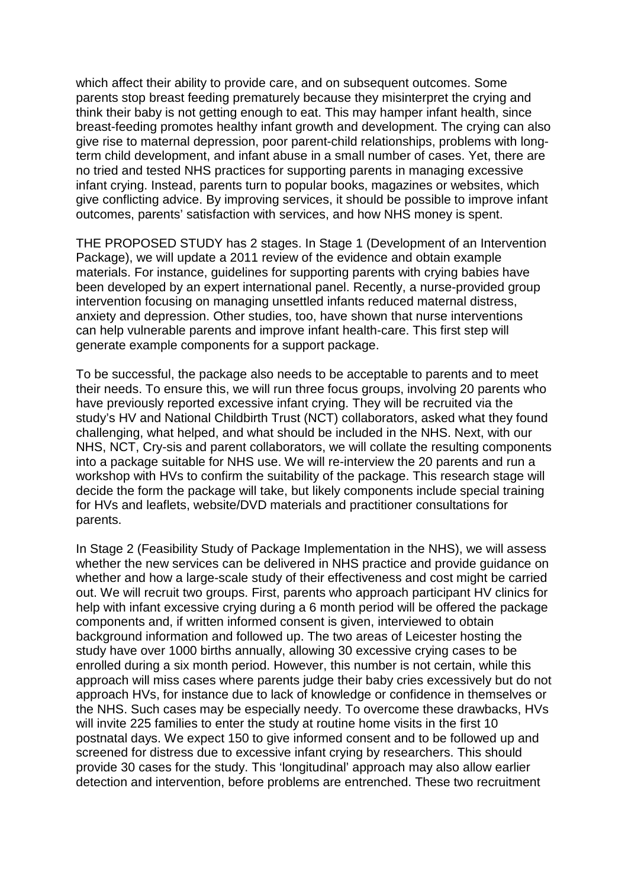which affect their ability to provide care, and on subsequent outcomes. Some parents stop breast feeding prematurely because they misinterpret the crying and think their baby is not getting enough to eat. This may hamper infant health, since breast-feeding promotes healthy infant growth and development. The crying can also give rise to maternal depression, poor parent-child relationships, problems with long-term child development, and infant abuse in a small number of cases. Yet, there are no tried and tested NHS practices for supporting parents in managing excessive infant crying. Instead, parents turn to popular books, magazines or websites, which give conflicting advice. By improving services, it should be possible to improve infant outcomes, parents' satisfaction with services, and how NHS money is spent.

THE PROPOSED STUDY has 2 stages. In Stage 1 (Development of an Intervention Package), we will update a 2011 review of the evidence and obtain example materials. For instance, guidelines for supporting parents with crying babies have been developed by an expert international panel. Recently, a nurse-provided group intervention focusing on managing unsettled infants reduced maternal distress, anxiety and depression. Other studies, too, have shown that nurse interventions can help vulnerable parents and improve infant health-care. This first step will generate example components for a support package.

To be successful, the package also needs to be acceptable to parents and to meet their needs. To ensure this, we will run three focus groups, involving 20 parents who have previously reported excessive infant crying. They will be recruited via the study's HV and National Childbirth Trust (NCT) collaborators, asked what they found challenging, what helped, and what should be included in the NHS. Next, with our NHS, NCT, Cry-sis and parent collaborators, we will collate the resulting components into a package suitable for NHS use. We will re-interview the 20 parents and run a workshop with HVs to confirm the suitability of the package. This research stage will decide the form the package will take, but likely components include special training for HVs and leaflets, website/DVD materials and practitioner consultations for parents.

In Stage 2 (Feasibility Study of Package Implementation in the NHS), we will assess whether the new services can be delivered in NHS practice and provide guidance on whether and how a large-scale study of their effectiveness and cost might be carried out. We will recruit two groups. First, parents who approach participant HV clinics for help with infant excessive crying during a 6 month period will be offered the package components and, if written informed consent is given, interviewed to obtain background information and followed up. The two areas of Leicester hosting the study have over 1000 births annually, allowing 30 excessive crying cases to be enrolled during a six month period. However, this number is not certain, while this approach will miss cases where parents judge their baby cries excessively but do not approach HVs, for instance due to lack of knowledge or confidence in themselves or the NHS. Such cases may be especially needy. To overcome these drawbacks, HVs will invite 225 families to enter the study at routine home visits in the first 10 postnatal days. We expect 150 to give informed consent and to be followed up and screened for distress due to excessive infant crying by researchers. This should provide 30 cases for the study. This 'longitudinal' approach may also allow earlier detection and intervention, before problems are entrenched. These two recruitment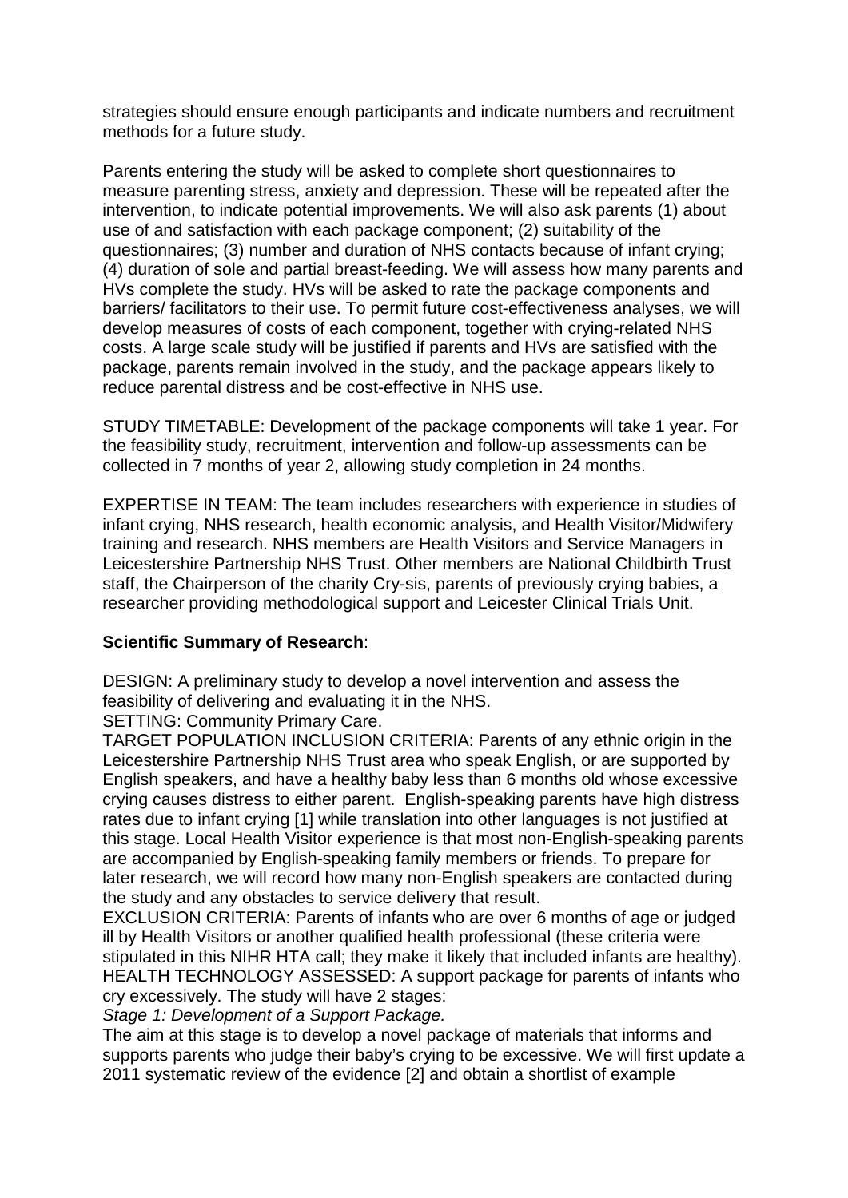strategies should ensure enough participants and indicate numbers and recruitment methods for a future study.

Parents entering the study will be asked to complete short questionnaires to measure parenting stress, anxiety and depression. These will be repeated after the intervention, to indicate potential improvements. We will also ask parents (1) about use of and satisfaction with each package component; (2) suitability of the questionnaires; (3) number and duration of NHS contacts because of infant crying; (4) duration of sole and partial breast-feeding. We will assess how many parents and HVs complete the study. HVs will be asked to rate the package components and barriers/ facilitators to their use. To permit future cost-effectiveness analyses, we will develop measures of costs of each component, together with crying-related NHS costs. A large scale study will be justified if parents and HVs are satisfied with the package, parents remain involved in the study, and the package appears likely to reduce parental distress and be cost-effective in NHS use.

STUDY TIMETABLE: Development of the package components will take 1 year. For the feasibility study, recruitment, intervention and follow-up assessments can be collected in 7 months of year 2, allowing study completion in 24 months.

EXPERTISE IN TEAM: The team includes researchers with experience in studies of infant crying, NHS research, health economic analysis, and Health Visitor/Midwifery training and research. NHS members are Health Visitors and Service Managers in Leicestershire Partnership NHS Trust. Other members are National Childbirth Trust staff, the Chairperson of the charity Cry-sis, parents of previously crying babies, a researcher providing methodological support and Leicester Clinical Trials Unit.

**Scientific Summary of Research**:

DESIGN: A preliminary study to develop a novel intervention and assess the feasibility of delivering and evaluating it in the NHS.
SETTING: Community Primary Care.
TARGET POPULATION INCLUSION CRITERIA: Parents of any ethnic origin in the Leicestershire Partnership NHS Trust area who speak English, or are supported by English speakers, and have a healthy baby less than 6 months old whose excessive crying causes distress to either parent. English-speaking parents have high distress rates due to infant crying [1] while translation into other languages is not justified at this stage. Local Health Visitor experience is that most non-English-speaking parents are accompanied by English-speaking family members or friends. To prepare for later research, we will record how many non-English speakers are contacted during the study and any obstacles to service delivery that result.
EXCLUSION CRITERIA: Parents of infants who are over 6 months of age or judged ill by Health Visitors or another qualified health professional (these criteria were stipulated in this NIHR HTA call; they make it likely that included infants are healthy).
HEALTH TECHNOLOGY ASSESSED: A support package for parents of infants who cry excessively. The study will have 2 stages:
*Stage 1: Development of a Support Package.*
The aim at this stage is to develop a novel package of materials that informs and supports parents who judge their baby's crying to be excessive. We will first update a 2011 systematic review of the evidence [2] and obtain a shortlist of example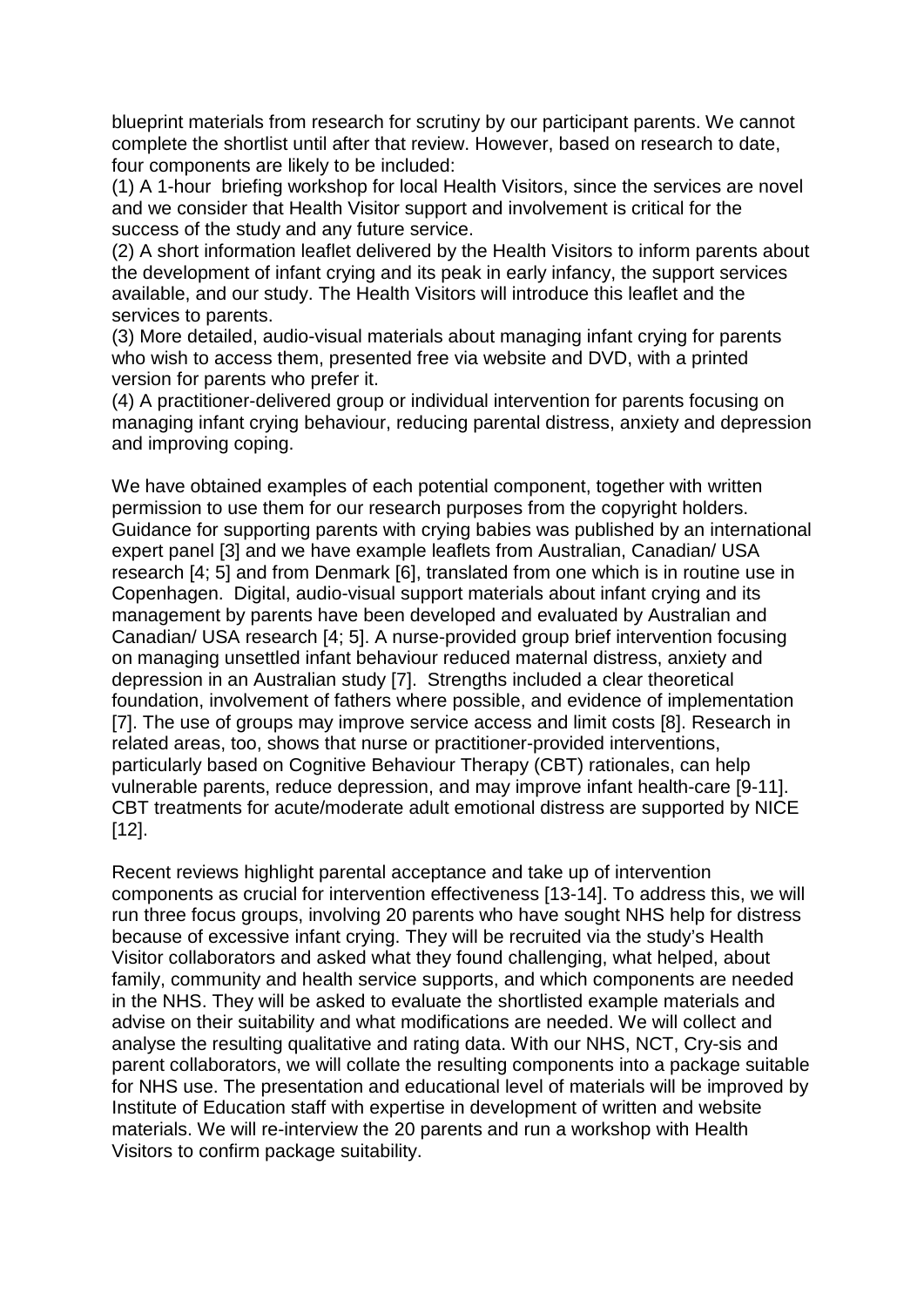blueprint materials from research for scrutiny by our participant parents. We cannot complete the shortlist until after that review. However, based on research to date, four components are likely to be included:

(1) A 1-hour briefing workshop for local Health Visitors, since the services are novel and we consider that Health Visitor support and involvement is critical for the success of the study and any future service.

(2) A short information leaflet delivered by the Health Visitors to inform parents about the development of infant crying and its peak in early infancy, the support services available, and our study. The Health Visitors will introduce this leaflet and the services to parents.

(3) More detailed, audio-visual materials about managing infant crying for parents who wish to access them, presented free via website and DVD, with a printed version for parents who prefer it.

(4) A practitioner-delivered group or individual intervention for parents focusing on managing infant crying behaviour, reducing parental distress, anxiety and depression and improving coping.

We have obtained examples of each potential component, together with written permission to use them for our research purposes from the copyright holders. Guidance for supporting parents with crying babies was published by an international expert panel [3] and we have example leaflets from Australian, Canadian/ USA research [4; 5] and from Denmark [6], translated from one which is in routine use in Copenhagen. Digital, audio-visual support materials about infant crying and its management by parents have been developed and evaluated by Australian and Canadian/ USA research [4; 5]. A nurse-provided group brief intervention focusing on managing unsettled infant behaviour reduced maternal distress, anxiety and depression in an Australian study [7]. Strengths included a clear theoretical foundation, involvement of fathers where possible, and evidence of implementation [7]. The use of groups may improve service access and limit costs [8]. Research in related areas, too, shows that nurse or practitioner-provided interventions, particularly based on Cognitive Behaviour Therapy (CBT) rationales, can help vulnerable parents, reduce depression, and may improve infant health-care [9-11]. CBT treatments for acute/moderate adult emotional distress are supported by NICE [12].

Recent reviews highlight parental acceptance and take up of intervention components as crucial for intervention effectiveness [13-14]. To address this, we will run three focus groups, involving 20 parents who have sought NHS help for distress because of excessive infant crying. They will be recruited via the study's Health Visitor collaborators and asked what they found challenging, what helped, about family, community and health service supports, and which components are needed in the NHS. They will be asked to evaluate the shortlisted example materials and advise on their suitability and what modifications are needed. We will collect and analyse the resulting qualitative and rating data. With our NHS, NCT, Cry-sis and parent collaborators, we will collate the resulting components into a package suitable for NHS use. The presentation and educational level of materials will be improved by Institute of Education staff with expertise in development of written and website materials. We will re-interview the 20 parents and run a workshop with Health Visitors to confirm package suitability.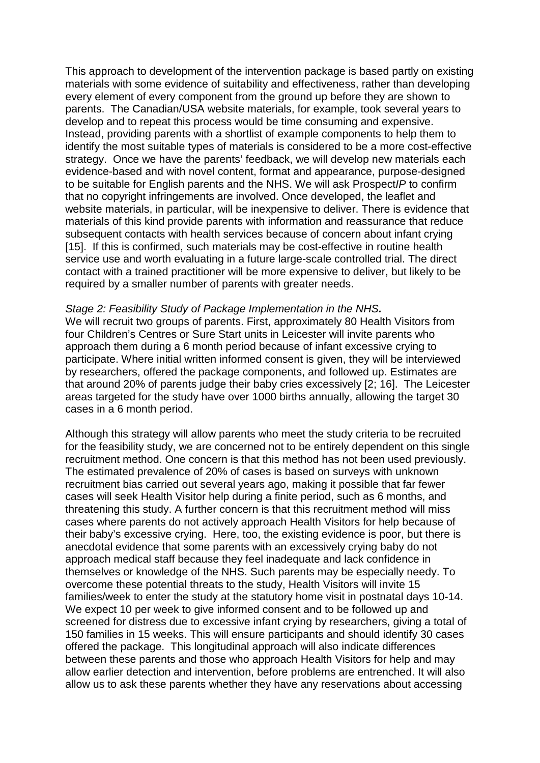This approach to development of the intervention package is based partly on existing materials with some evidence of suitability and effectiveness, rather than developing every element of every component from the ground up before they are shown to parents. The Canadian/USA website materials, for example, took several years to develop and to repeat this process would be time consuming and expensive. Instead, providing parents with a shortlist of example components to help them to identify the most suitable types of materials is considered to be a more cost-effective strategy. Once we have the parents' feedback, we will develop new materials each evidence-based and with novel content, format and appearance, purpose-designed to be suitable for English parents and the NHS. We will ask Prospect*IP* to confirm that no copyright infringements are involved. Once developed, the leaflet and website materials, in particular, will be inexpensive to deliver. There is evidence that materials of this kind provide parents with information and reassurance that reduce subsequent contacts with health services because of concern about infant crying [15]. If this is confirmed, such materials may be cost-effective in routine health service use and worth evaluating in a future large-scale controlled trial. The direct contact with a trained practitioner will be more expensive to deliver, but likely to be required by a smaller number of parents with greater needs.

*Stage 2: Feasibility Study of Package Implementation in the NHS.*

We will recruit two groups of parents. First, approximately 80 Health Visitors from four Children's Centres or Sure Start units in Leicester will invite parents who approach them during a 6 month period because of infant excessive crying to participate. Where initial written informed consent is given, they will be interviewed by researchers, offered the package components, and followed up. Estimates are that around 20% of parents judge their baby cries excessively [2; 16]. The Leicester areas targeted for the study have over 1000 births annually, allowing the target 30 cases in a 6 month period.

Although this strategy will allow parents who meet the study criteria to be recruited for the feasibility study, we are concerned not to be entirely dependent on this single recruitment method. One concern is that this method has not been used previously. The estimated prevalence of 20% of cases is based on surveys with unknown recruitment bias carried out several years ago, making it possible that far fewer cases will seek Health Visitor help during a finite period, such as 6 months, and threatening this study. A further concern is that this recruitment method will miss cases where parents do not actively approach Health Visitors for help because of their baby's excessive crying. Here, too, the existing evidence is poor, but there is anecdotal evidence that some parents with an excessively crying baby do not approach medical staff because they feel inadequate and lack confidence in themselves or knowledge of the NHS. Such parents may be especially needy. To overcome these potential threats to the study, Health Visitors will invite 15 families/week to enter the study at the statutory home visit in postnatal days 10-14. We expect 10 per week to give informed consent and to be followed up and screened for distress due to excessive infant crying by researchers, giving a total of 150 families in 15 weeks. This will ensure participants and should identify 30 cases offered the package. This longitudinal approach will also indicate differences between these parents and those who approach Health Visitors for help and may allow earlier detection and intervention, before problems are entrenched. It will also allow us to ask these parents whether they have any reservations about accessing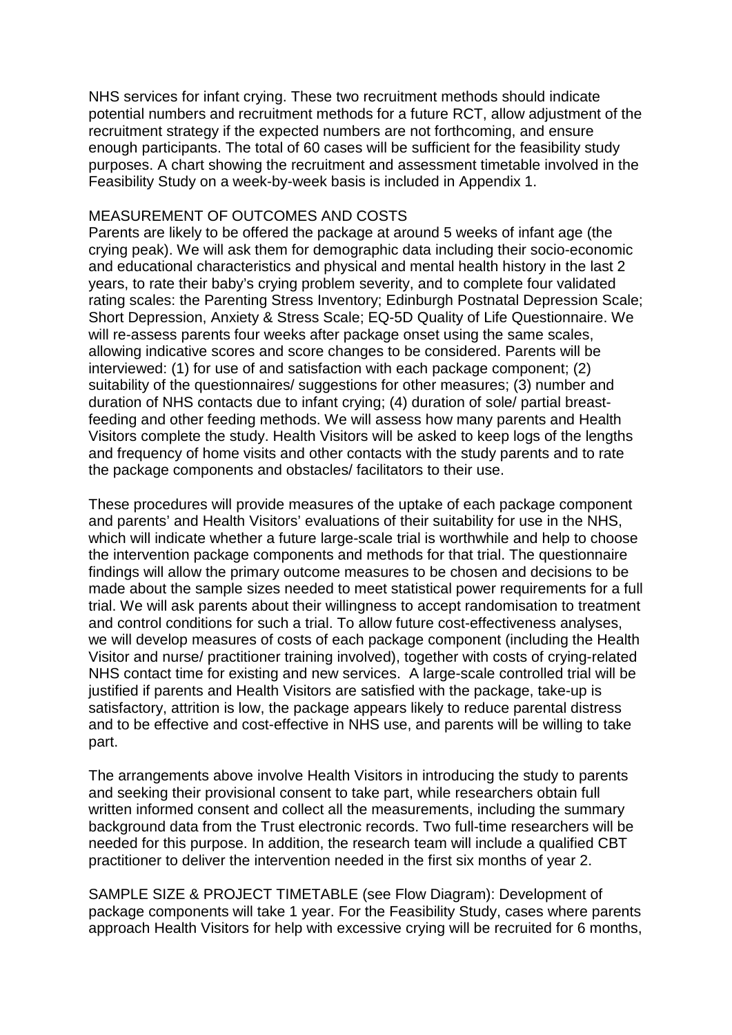NHS services for infant crying. These two recruitment methods should indicate potential numbers and recruitment methods for a future RCT, allow adjustment of the recruitment strategy if the expected numbers are not forthcoming, and ensure enough participants. The total of 60 cases will be sufficient for the feasibility study purposes. A chart showing the recruitment and assessment timetable involved in the Feasibility Study on a week-by-week basis is included in Appendix 1.

## MEASUREMENT OF OUTCOMES AND COSTS

Parents are likely to be offered the package at around 5 weeks of infant age (the crying peak). We will ask them for demographic data including their socio-economic and educational characteristics and physical and mental health history in the last 2 years, to rate their baby's crying problem severity, and to complete four validated rating scales: the Parenting Stress Inventory; Edinburgh Postnatal Depression Scale; Short Depression, Anxiety & Stress Scale; EQ-5D Quality of Life Questionnaire. We will re-assess parents four weeks after package onset using the same scales, allowing indicative scores and score changes to be considered. Parents will be interviewed: (1) for use of and satisfaction with each package component; (2) suitability of the questionnaires/ suggestions for other measures; (3) number and duration of NHS contacts due to infant crying; (4) duration of sole/ partial breast-feeding and other feeding methods. We will assess how many parents and Health Visitors complete the study. Health Visitors will be asked to keep logs of the lengths and frequency of home visits and other contacts with the study parents and to rate the package components and obstacles/ facilitators to their use.

These procedures will provide measures of the uptake of each package component and parents' and Health Visitors' evaluations of their suitability for use in the NHS, which will indicate whether a future large-scale trial is worthwhile and help to choose the intervention package components and methods for that trial. The questionnaire findings will allow the primary outcome measures to be chosen and decisions to be made about the sample sizes needed to meet statistical power requirements for a full trial. We will ask parents about their willingness to accept randomisation to treatment and control conditions for such a trial. To allow future cost-effectiveness analyses, we will develop measures of costs of each package component (including the Health Visitor and nurse/ practitioner training involved), together with costs of crying-related NHS contact time for existing and new services. A large-scale controlled trial will be justified if parents and Health Visitors are satisfied with the package, take-up is satisfactory, attrition is low, the package appears likely to reduce parental distress and to be effective and cost-effective in NHS use, and parents will be willing to take part.

The arrangements above involve Health Visitors in introducing the study to parents and seeking their provisional consent to take part, while researchers obtain full written informed consent and collect all the measurements, including the summary background data from the Trust electronic records. Two full-time researchers will be needed for this purpose. In addition, the research team will include a qualified CBT practitioner to deliver the intervention needed in the first six months of year 2.

SAMPLE SIZE & PROJECT TIMETABLE (see Flow Diagram): Development of package components will take 1 year. For the Feasibility Study, cases where parents approach Health Visitors for help with excessive crying will be recruited for 6 months,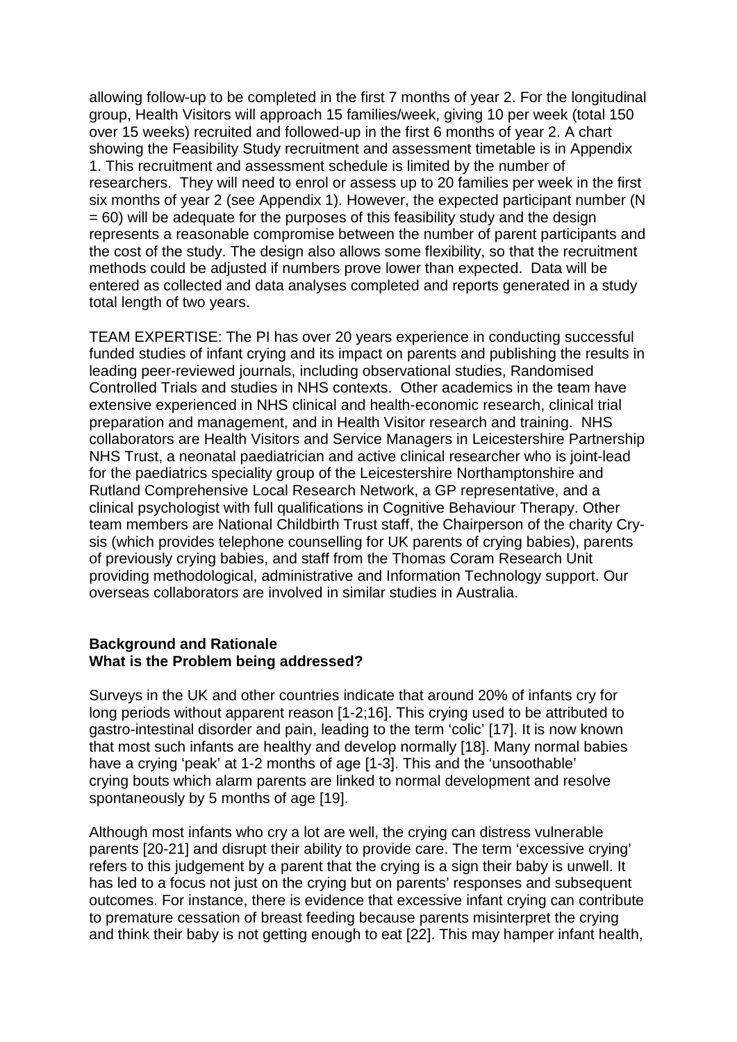allowing follow-up to be completed in the first 7 months of year 2. For the longitudinal group, Health Visitors will approach 15 families/week, giving 10 per week (total 150 over 15 weeks) recruited and followed-up in the first 6 months of year 2. A chart showing the Feasibility Study recruitment and assessment timetable is in Appendix 1. This recruitment and assessment schedule is limited by the number of researchers. They will need to enrol or assess up to 20 families per week in the first six months of year 2 (see Appendix 1). However, the expected participant number (N = 60) will be adequate for the purposes of this feasibility study and the design represents a reasonable compromise between the number of parent participants and the cost of the study. The design also allows some flexibility, so that the recruitment methods could be adjusted if numbers prove lower than expected. Data will be entered as collected and data analyses completed and reports generated in a study total length of two years.

TEAM EXPERTISE: The PI has over 20 years experience in conducting successful funded studies of infant crying and its impact on parents and publishing the results in leading peer-reviewed journals, including observational studies, Randomised Controlled Trials and studies in NHS contexts. Other academics in the team have extensive experienced in NHS clinical and health-economic research, clinical trial preparation and management, and in Health Visitor research and training. NHS collaborators are Health Visitors and Service Managers in Leicestershire Partnership NHS Trust, a neonatal paediatrician and active clinical researcher who is joint-lead for the paediatrics speciality group of the Leicestershire Northamptonshire and Rutland Comprehensive Local Research Network, a GP representative, and a clinical psychologist with full qualifications in Cognitive Behaviour Therapy. Other team members are National Childbirth Trust staff, the Chairperson of the charity Cry-sis (which provides telephone counselling for UK parents of crying babies), parents of previously crying babies, and staff from the Thomas Coram Research Unit providing methodological, administrative and Information Technology support. Our overseas collaborators are involved in similar studies in Australia.

**Background and Rationale**
**What is the Problem being addressed?**

Surveys in the UK and other countries indicate that around 20% of infants cry for long periods without apparent reason [1-2;16]. This crying used to be attributed to gastro-intestinal disorder and pain, leading to the term 'colic' [17]. It is now known that most such infants are healthy and develop normally [18]. Many normal babies have a crying 'peak' at 1-2 months of age [1-3]. This and the 'unsoothable' crying bouts which alarm parents are linked to normal development and resolve spontaneously by 5 months of age [19].

Although most infants who cry a lot are well, the crying can distress vulnerable parents [20-21] and disrupt their ability to provide care. The term 'excessive crying' refers to this judgement by a parent that the crying is a sign their baby is unwell. It has led to a focus not just on the crying but on parents' responses and subsequent outcomes. For instance, there is evidence that excessive infant crying can contribute to premature cessation of breast feeding because parents misinterpret the crying and think their baby is not getting enough to eat [22]. This may hamper infant health,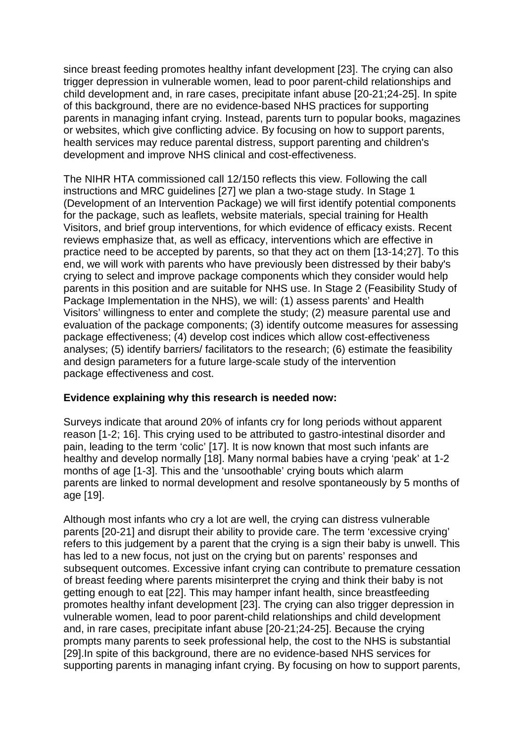since breast feeding promotes healthy infant development [23]. The crying can also trigger depression in vulnerable women, lead to poor parent-child relationships and child development and, in rare cases, precipitate infant abuse [20-21;24-25]. In spite of this background, there are no evidence-based NHS practices for supporting parents in managing infant crying. Instead, parents turn to popular books, magazines or websites, which give conflicting advice. By focusing on how to support parents, health services may reduce parental distress, support parenting and children's development and improve NHS clinical and cost-effectiveness.

The NIHR HTA commissioned call 12/150 reflects this view. Following the call instructions and MRC guidelines [27] we plan a two-stage study. In Stage 1 (Development of an Intervention Package) we will first identify potential components for the package, such as leaflets, website materials, special training for Health Visitors, and brief group interventions, for which evidence of efficacy exists. Recent reviews emphasize that, as well as efficacy, interventions which are effective in practice need to be accepted by parents, so that they act on them [13-14;27]. To this end, we will work with parents who have previously been distressed by their baby's crying to select and improve package components which they consider would help parents in this position and are suitable for NHS use. In Stage 2 (Feasibility Study of Package Implementation in the NHS), we will: (1) assess parents' and Health Visitors' willingness to enter and complete the study; (2) measure parental use and evaluation of the package components; (3) identify outcome measures for assessing package effectiveness; (4) develop cost indices which allow cost-effectiveness analyses; (5) identify barriers/ facilitators to the research; (6) estimate the feasibility and design parameters for a future large-scale study of the intervention package effectiveness and cost.

**Evidence explaining why this research is needed now:**

Surveys indicate that around 20% of infants cry for long periods without apparent reason [1-2; 16]. This crying used to be attributed to gastro-intestinal disorder and pain, leading to the term 'colic' [17]. It is now known that most such infants are healthy and develop normally [18]. Many normal babies have a crying 'peak' at 1-2 months of age [1-3]. This and the 'unsoothable' crying bouts which alarm parents are linked to normal development and resolve spontaneously by 5 months of age [19].

Although most infants who cry a lot are well, the crying can distress vulnerable parents [20-21] and disrupt their ability to provide care. The term 'excessive crying' refers to this judgement by a parent that the crying is a sign their baby is unwell. This has led to a new focus, not just on the crying but on parents' responses and subsequent outcomes. Excessive infant crying can contribute to premature cessation of breast feeding where parents misinterpret the crying and think their baby is not getting enough to eat [22]. This may hamper infant health, since breastfeeding promotes healthy infant development [23]. The crying can also trigger depression in vulnerable women, lead to poor parent-child relationships and child development and, in rare cases, precipitate infant abuse [20-21;24-25]. Because the crying prompts many parents to seek professional help, the cost to the NHS is substantial [29].In spite of this background, there are no evidence-based NHS services for supporting parents in managing infant crying. By focusing on how to support parents,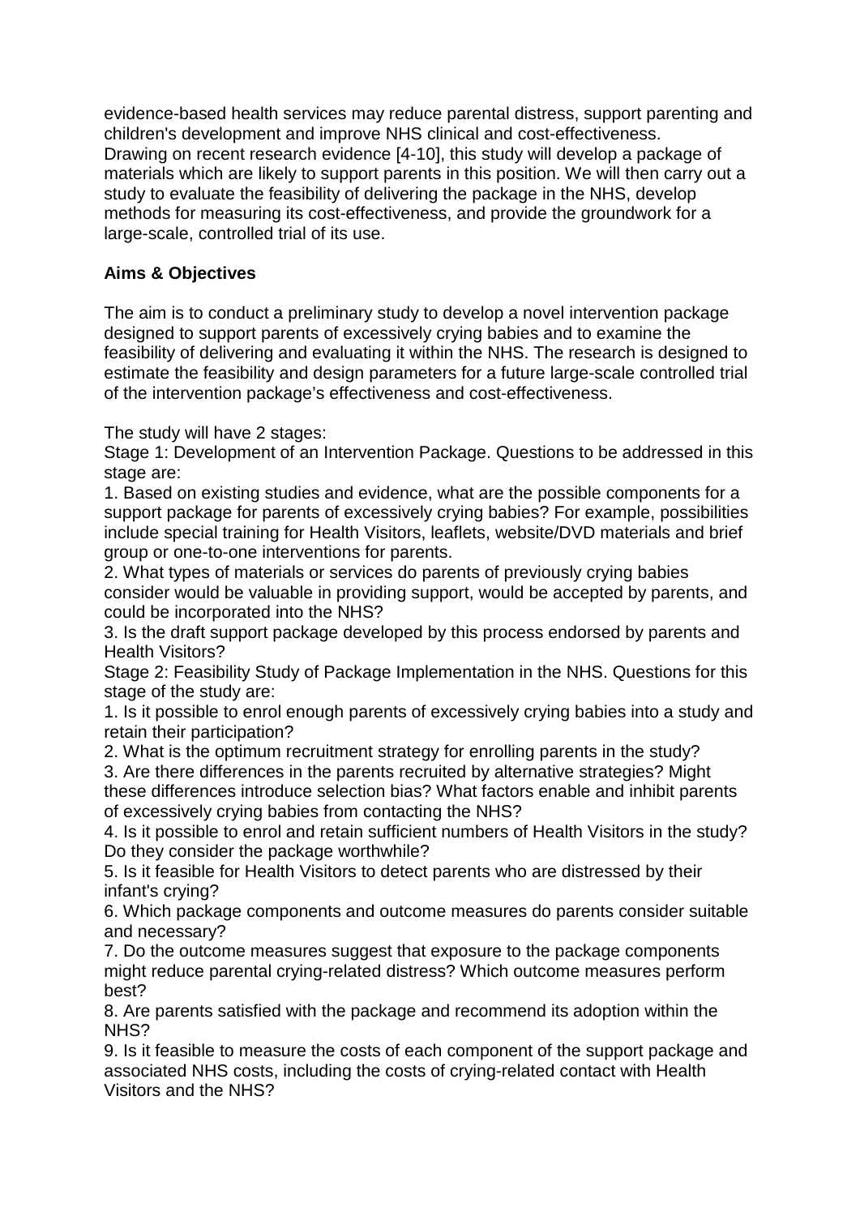evidence-based health services may reduce parental distress, support parenting and children's development and improve NHS clinical and cost-effectiveness.
Drawing on recent research evidence [4-10], this study will develop a package of materials which are likely to support parents in this position. We will then carry out a study to evaluate the feasibility of delivering the package in the NHS, develop methods for measuring its cost-effectiveness, and provide the groundwork for a large-scale, controlled trial of its use.

**Aims & Objectives**

The aim is to conduct a preliminary study to develop a novel intervention package designed to support parents of excessively crying babies and to examine the feasibility of delivering and evaluating it within the NHS. The research is designed to estimate the feasibility and design parameters for a future large-scale controlled trial of the intervention package's effectiveness and cost-effectiveness.

The study will have 2 stages:
Stage 1: Development of an Intervention Package. Questions to be addressed in this stage are:

1. Based on existing studies and evidence, what are the possible components for a support package for parents of excessively crying babies? For example, possibilities include special training for Health Visitors, leaflets, website/DVD materials and brief group or one-to-one interventions for parents.
2. What types of materials or services do parents of previously crying babies consider would be valuable in providing support, would be accepted by parents, and could be incorporated into the NHS?
3. Is the draft support package developed by this process endorsed by parents and Health Visitors?

Stage 2: Feasibility Study of Package Implementation in the NHS. Questions for this stage of the study are:

1. Is it possible to enrol enough parents of excessively crying babies into a study and retain their participation?
2. What is the optimum recruitment strategy for enrolling parents in the study?
3. Are there differences in the parents recruited by alternative strategies? Might these differences introduce selection bias? What factors enable and inhibit parents of excessively crying babies from contacting the NHS?
4. Is it possible to enrol and retain sufficient numbers of Health Visitors in the study? Do they consider the package worthwhile?
5. Is it feasible for Health Visitors to detect parents who are distressed by their infant's crying?
6. Which package components and outcome measures do parents consider suitable and necessary?
7. Do the outcome measures suggest that exposure to the package components might reduce parental crying-related distress? Which outcome measures perform best?
8. Are parents satisfied with the package and recommend its adoption within the NHS?
9. Is it feasible to measure the costs of each component of the support package and associated NHS costs, including the costs of crying-related contact with Health Visitors and the NHS?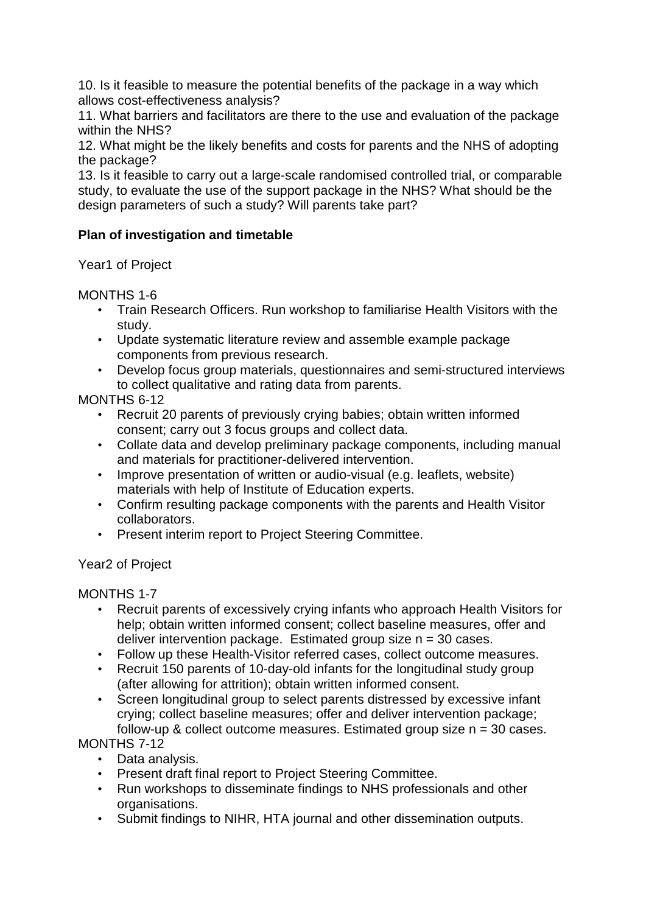10. Is it feasible to measure the potential benefits of the package in a way which allows cost-effectiveness analysis?
11. What barriers and facilitators are there to the use and evaluation of the package within the NHS?
12. What might be the likely benefits and costs for parents and the NHS of adopting the package?
13. Is it feasible to carry out a large-scale randomised controlled trial, or comparable study, to evaluate the use of the support package in the NHS? What should be the design parameters of such a study? Will parents take part?

**Plan of investigation and timetable**

Year1 of Project

MONTHS 1-6

- Train Research Officers. Run workshop to familiarise Health Visitors with the study.
- Update systematic literature review and assemble example package components from previous research.
- Develop focus group materials, questionnaires and semi-structured interviews to collect qualitative and rating data from parents.

MONTHS 6-12

- Recruit 20 parents of previously crying babies; obtain written informed consent; carry out 3 focus groups and collect data.
- Collate data and develop preliminary package components, including manual and materials for practitioner-delivered intervention.
- Improve presentation of written or audio-visual (e.g. leaflets, website) materials with help of Institute of Education experts.
- Confirm resulting package components with the parents and Health Visitor collaborators.
- Present interim report to Project Steering Committee.

Year2 of Project

MONTHS 1-7

- Recruit parents of excessively crying infants who approach Health Visitors for help; obtain written informed consent; collect baseline measures, offer and deliver intervention package. Estimated group size n = 30 cases.
- Follow up these Health-Visitor referred cases, collect outcome measures.
- Recruit 150 parents of 10-day-old infants for the longitudinal study group (after allowing for attrition); obtain written informed consent.
- Screen longitudinal group to select parents distressed by excessive infant crying; collect baseline measures; offer and deliver intervention package; follow-up & collect outcome measures. Estimated group size n = 30 cases.

MONTHS 7-12

- Data analysis.
- Present draft final report to Project Steering Committee.
- Run workshops to disseminate findings to NHS professionals and other organisations.
- Submit findings to NIHR, HTA journal and other dissemination outputs.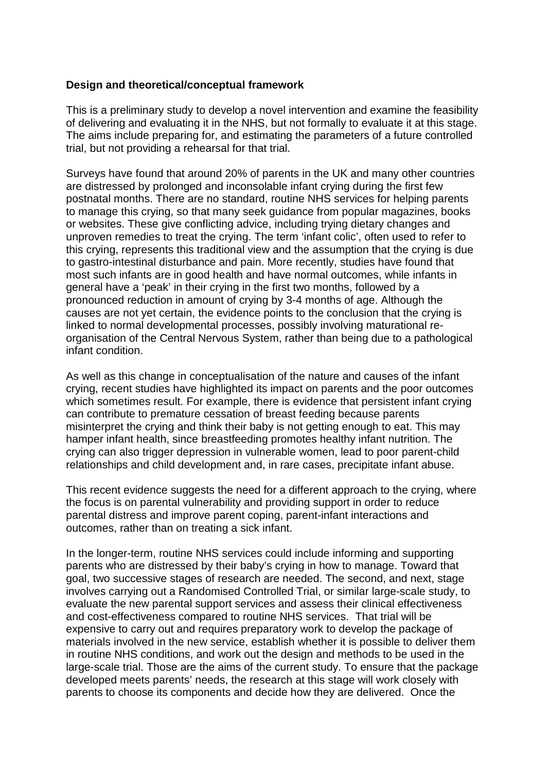**Design and theoretical/conceptual framework**

This is a preliminary study to develop a novel intervention and examine the feasibility of delivering and evaluating it in the NHS, but not formally to evaluate it at this stage. The aims include preparing for, and estimating the parameters of a future controlled trial, but not providing a rehearsal for that trial.

Surveys have found that around 20% of parents in the UK and many other countries are distressed by prolonged and inconsolable infant crying during the first few postnatal months. There are no standard, routine NHS services for helping parents to manage this crying, so that many seek guidance from popular magazines, books or websites. These give conflicting advice, including trying dietary changes and unproven remedies to treat the crying. The term 'infant colic', often used to refer to this crying, represents this traditional view and the assumption that the crying is due to gastro-intestinal disturbance and pain. More recently, studies have found that most such infants are in good health and have normal outcomes, while infants in general have a 'peak' in their crying in the first two months, followed by a pronounced reduction in amount of crying by 3-4 months of age. Although the causes are not yet certain, the evidence points to the conclusion that the crying is linked to normal developmental processes, possibly involving maturational re-organisation of the Central Nervous System, rather than being due to a pathological infant condition.

As well as this change in conceptualisation of the nature and causes of the infant crying, recent studies have highlighted its impact on parents and the poor outcomes which sometimes result. For example, there is evidence that persistent infant crying can contribute to premature cessation of breast feeding because parents misinterpret the crying and think their baby is not getting enough to eat. This may hamper infant health, since breastfeeding promotes healthy infant nutrition. The crying can also trigger depression in vulnerable women, lead to poor parent-child relationships and child development and, in rare cases, precipitate infant abuse.

This recent evidence suggests the need for a different approach to the crying, where the focus is on parental vulnerability and providing support in order to reduce parental distress and improve parent coping, parent-infant interactions and outcomes, rather than on treating a sick infant.

In the longer-term, routine NHS services could include informing and supporting parents who are distressed by their baby's crying in how to manage. Toward that goal, two successive stages of research are needed. The second, and next, stage involves carrying out a Randomised Controlled Trial, or similar large-scale study, to evaluate the new parental support services and assess their clinical effectiveness and cost-effectiveness compared to routine NHS services. That trial will be expensive to carry out and requires preparatory work to develop the package of materials involved in the new service, establish whether it is possible to deliver them in routine NHS conditions, and work out the design and methods to be used in the large-scale trial. Those are the aims of the current study. To ensure that the package developed meets parents' needs, the research at this stage will work closely with parents to choose its components and decide how they are delivered. Once the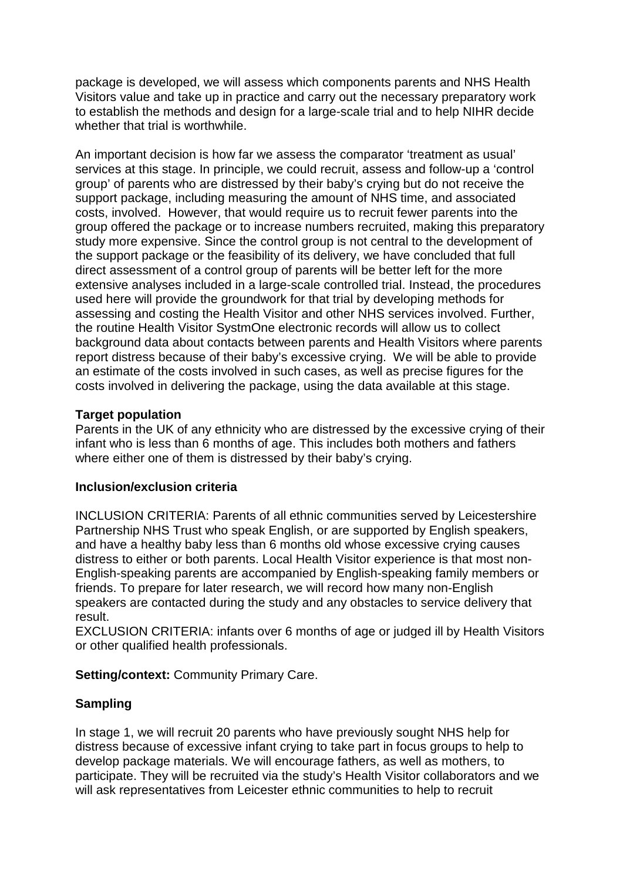package is developed, we will assess which components parents and NHS Health Visitors value and take up in practice and carry out the necessary preparatory work to establish the methods and design for a large-scale trial and to help NIHR decide whether that trial is worthwhile.

An important decision is how far we assess the comparator 'treatment as usual' services at this stage. In principle, we could recruit, assess and follow-up a 'control group' of parents who are distressed by their baby's crying but do not receive the support package, including measuring the amount of NHS time, and associated costs, involved. However, that would require us to recruit fewer parents into the group offered the package or to increase numbers recruited, making this preparatory study more expensive. Since the control group is not central to the development of the support package or the feasibility of its delivery, we have concluded that full direct assessment of a control group of parents will be better left for the more extensive analyses included in a large-scale controlled trial. Instead, the procedures used here will provide the groundwork for that trial by developing methods for assessing and costing the Health Visitor and other NHS services involved. Further, the routine Health Visitor SystmOne electronic records will allow us to collect background data about contacts between parents and Health Visitors where parents report distress because of their baby's excessive crying. We will be able to provide an estimate of the costs involved in such cases, as well as precise figures for the costs involved in delivering the package, using the data available at this stage.

**Target population**

Parents in the UK of any ethnicity who are distressed by the excessive crying of their infant who is less than 6 months of age. This includes both mothers and fathers where either one of them is distressed by their baby's crying.

**Inclusion/exclusion criteria**

INCLUSION CRITERIA: Parents of all ethnic communities served by Leicestershire Partnership NHS Trust who speak English, or are supported by English speakers, and have a healthy baby less than 6 months old whose excessive crying causes distress to either or both parents. Local Health Visitor experience is that most non-English-speaking parents are accompanied by English-speaking family members or friends. To prepare for later research, we will record how many non-English speakers are contacted during the study and any obstacles to service delivery that result.

EXCLUSION CRITERIA: infants over 6 months of age or judged ill by Health Visitors or other qualified health professionals.

**Setting/context:** Community Primary Care.

**Sampling**

In stage 1, we will recruit 20 parents who have previously sought NHS help for distress because of excessive infant crying to take part in focus groups to help to develop package materials. We will encourage fathers, as well as mothers, to participate. They will be recruited via the study's Health Visitor collaborators and we will ask representatives from Leicester ethnic communities to help to recruit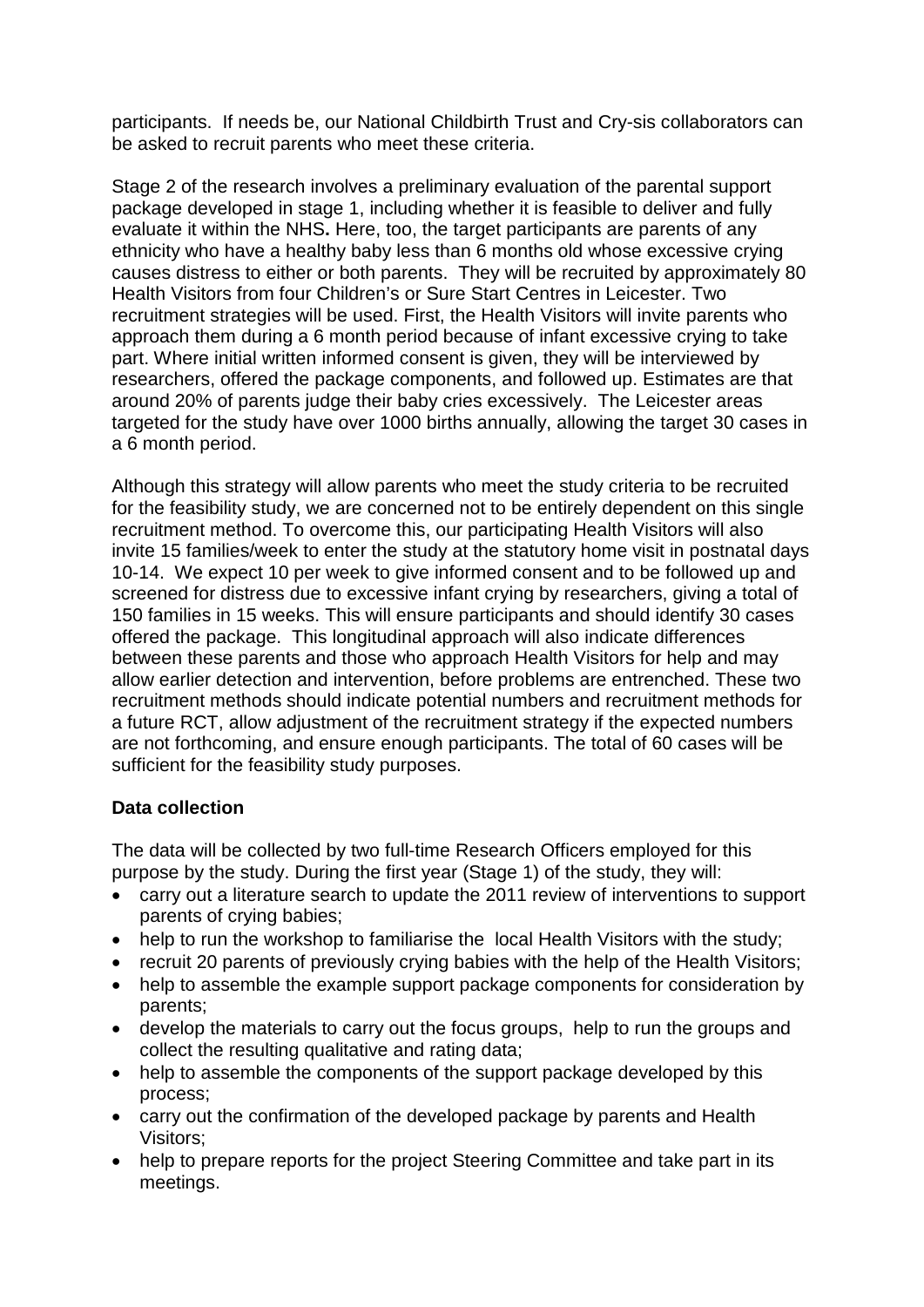participants. If needs be, our National Childbirth Trust and Cry-sis collaborators can be asked to recruit parents who meet these criteria.

Stage 2 of the research involves a preliminary evaluation of the parental support package developed in stage 1, including whether it is feasible to deliver and fully evaluate it within the NHS**.** Here, too, the target participants are parents of any ethnicity who have a healthy baby less than 6 months old whose excessive crying causes distress to either or both parents. They will be recruited by approximately 80 Health Visitors from four Children's or Sure Start Centres in Leicester. Two recruitment strategies will be used. First, the Health Visitors will invite parents who approach them during a 6 month period because of infant excessive crying to take part. Where initial written informed consent is given, they will be interviewed by researchers, offered the package components, and followed up. Estimates are that around 20% of parents judge their baby cries excessively. The Leicester areas targeted for the study have over 1000 births annually, allowing the target 30 cases in a 6 month period.

Although this strategy will allow parents who meet the study criteria to be recruited for the feasibility study, we are concerned not to be entirely dependent on this single recruitment method. To overcome this, our participating Health Visitors will also invite 15 families/week to enter the study at the statutory home visit in postnatal days 10-14. We expect 10 per week to give informed consent and to be followed up and screened for distress due to excessive infant crying by researchers, giving a total of 150 families in 15 weeks. This will ensure participants and should identify 30 cases offered the package. This longitudinal approach will also indicate differences between these parents and those who approach Health Visitors for help and may allow earlier detection and intervention, before problems are entrenched. These two recruitment methods should indicate potential numbers and recruitment methods for a future RCT, allow adjustment of the recruitment strategy if the expected numbers are not forthcoming, and ensure enough participants. The total of 60 cases will be sufficient for the feasibility study purposes.

**Data collection**

The data will be collected by two full-time Research Officers employed for this purpose by the study. During the first year (Stage 1) of the study, they will:

- carry out a literature search to update the 2011 review of interventions to support parents of crying babies;
- help to run the workshop to familiarise the local Health Visitors with the study;
- recruit 20 parents of previously crying babies with the help of the Health Visitors;
- help to assemble the example support package components for consideration by parents;
- develop the materials to carry out the focus groups, help to run the groups and collect the resulting qualitative and rating data;
- help to assemble the components of the support package developed by this process;
- carry out the confirmation of the developed package by parents and Health Visitors;
- help to prepare reports for the project Steering Committee and take part in its meetings.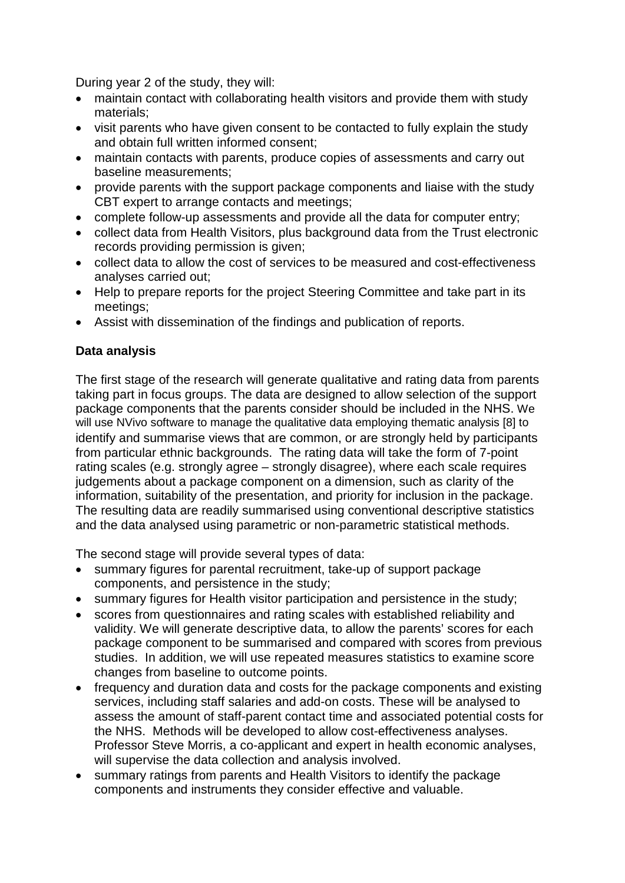During year 2 of the study, they will:

- maintain contact with collaborating health visitors and provide them with study materials;
- visit parents who have given consent to be contacted to fully explain the study and obtain full written informed consent;
- maintain contacts with parents, produce copies of assessments and carry out baseline measurements;
- provide parents with the support package components and liaise with the study CBT expert to arrange contacts and meetings;
- complete follow-up assessments and provide all the data for computer entry;
- collect data from Health Visitors, plus background data from the Trust electronic records providing permission is given;
- collect data to allow the cost of services to be measured and cost-effectiveness analyses carried out;
- Help to prepare reports for the project Steering Committee and take part in its meetings;
- Assist with dissemination of the findings and publication of reports.

**Data analysis**

The first stage of the research will generate qualitative and rating data from parents taking part in focus groups. The data are designed to allow selection of the support package components that the parents consider should be included in the NHS. We will use NVivo software to manage the qualitative data employing thematic analysis [8] to identify and summarise views that are common, or are strongly held by participants from particular ethnic backgrounds. The rating data will take the form of 7-point rating scales (e.g. strongly agree – strongly disagree), where each scale requires judgements about a package component on a dimension, such as clarity of the information, suitability of the presentation, and priority for inclusion in the package. The resulting data are readily summarised using conventional descriptive statistics and the data analysed using parametric or non-parametric statistical methods.

The second stage will provide several types of data:

- summary figures for parental recruitment, take-up of support package components, and persistence in the study;
- summary figures for Health visitor participation and persistence in the study;
- scores from questionnaires and rating scales with established reliability and validity. We will generate descriptive data, to allow the parents' scores for each package component to be summarised and compared with scores from previous studies. In addition, we will use repeated measures statistics to examine score changes from baseline to outcome points.
- frequency and duration data and costs for the package components and existing services, including staff salaries and add-on costs. These will be analysed to assess the amount of staff-parent contact time and associated potential costs for the NHS. Methods will be developed to allow cost-effectiveness analyses. Professor Steve Morris, a co-applicant and expert in health economic analyses, will supervise the data collection and analysis involved.
- summary ratings from parents and Health Visitors to identify the package components and instruments they consider effective and valuable.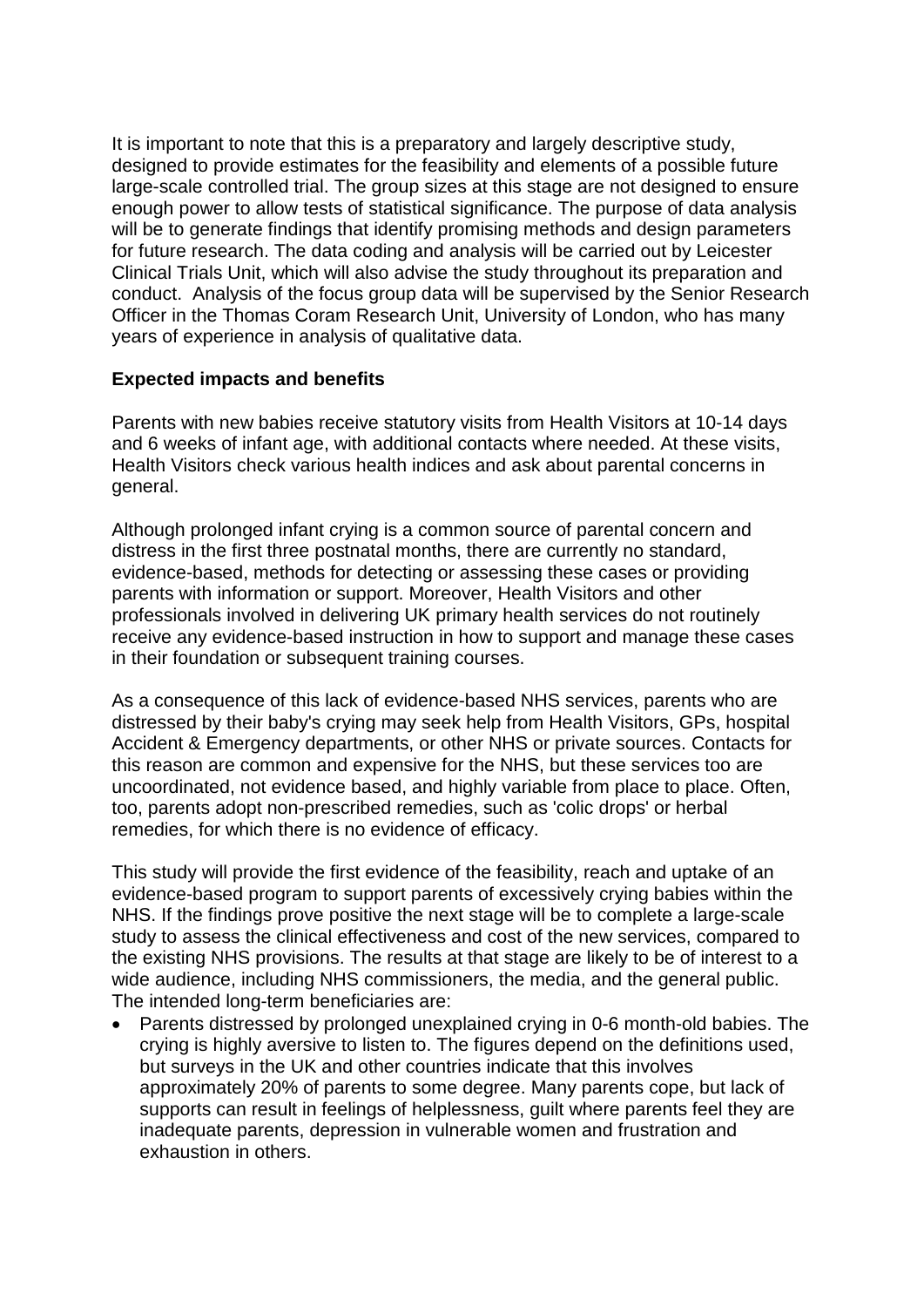It is important to note that this is a preparatory and largely descriptive study, designed to provide estimates for the feasibility and elements of a possible future large-scale controlled trial. The group sizes at this stage are not designed to ensure enough power to allow tests of statistical significance. The purpose of data analysis will be to generate findings that identify promising methods and design parameters for future research. The data coding and analysis will be carried out by Leicester Clinical Trials Unit, which will also advise the study throughout its preparation and conduct. Analysis of the focus group data will be supervised by the Senior Research Officer in the Thomas Coram Research Unit, University of London, who has many years of experience in analysis of qualitative data.

**Expected impacts and benefits**

Parents with new babies receive statutory visits from Health Visitors at 10-14 days and 6 weeks of infant age, with additional contacts where needed. At these visits, Health Visitors check various health indices and ask about parental concerns in general.

Although prolonged infant crying is a common source of parental concern and distress in the first three postnatal months, there are currently no standard, evidence-based, methods for detecting or assessing these cases or providing parents with information or support. Moreover, Health Visitors and other professionals involved in delivering UK primary health services do not routinely receive any evidence-based instruction in how to support and manage these cases in their foundation or subsequent training courses.

As a consequence of this lack of evidence-based NHS services, parents who are distressed by their baby's crying may seek help from Health Visitors, GPs, hospital Accident & Emergency departments, or other NHS or private sources. Contacts for this reason are common and expensive for the NHS, but these services too are uncoordinated, not evidence based, and highly variable from place to place. Often, too, parents adopt non-prescribed remedies, such as 'colic drops' or herbal remedies, for which there is no evidence of efficacy.

This study will provide the first evidence of the feasibility, reach and uptake of an evidence-based program to support parents of excessively crying babies within the NHS. If the findings prove positive the next stage will be to complete a large-scale study to assess the clinical effectiveness and cost of the new services, compared to the existing NHS provisions. The results at that stage are likely to be of interest to a wide audience, including NHS commissioners, the media, and the general public. The intended long-term beneficiaries are:

- Parents distressed by prolonged unexplained crying in 0-6 month-old babies. The crying is highly aversive to listen to. The figures depend on the definitions used, but surveys in the UK and other countries indicate that this involves approximately 20% of parents to some degree. Many parents cope, but lack of supports can result in feelings of helplessness, guilt where parents feel they are inadequate parents, depression in vulnerable women and frustration and exhaustion in others.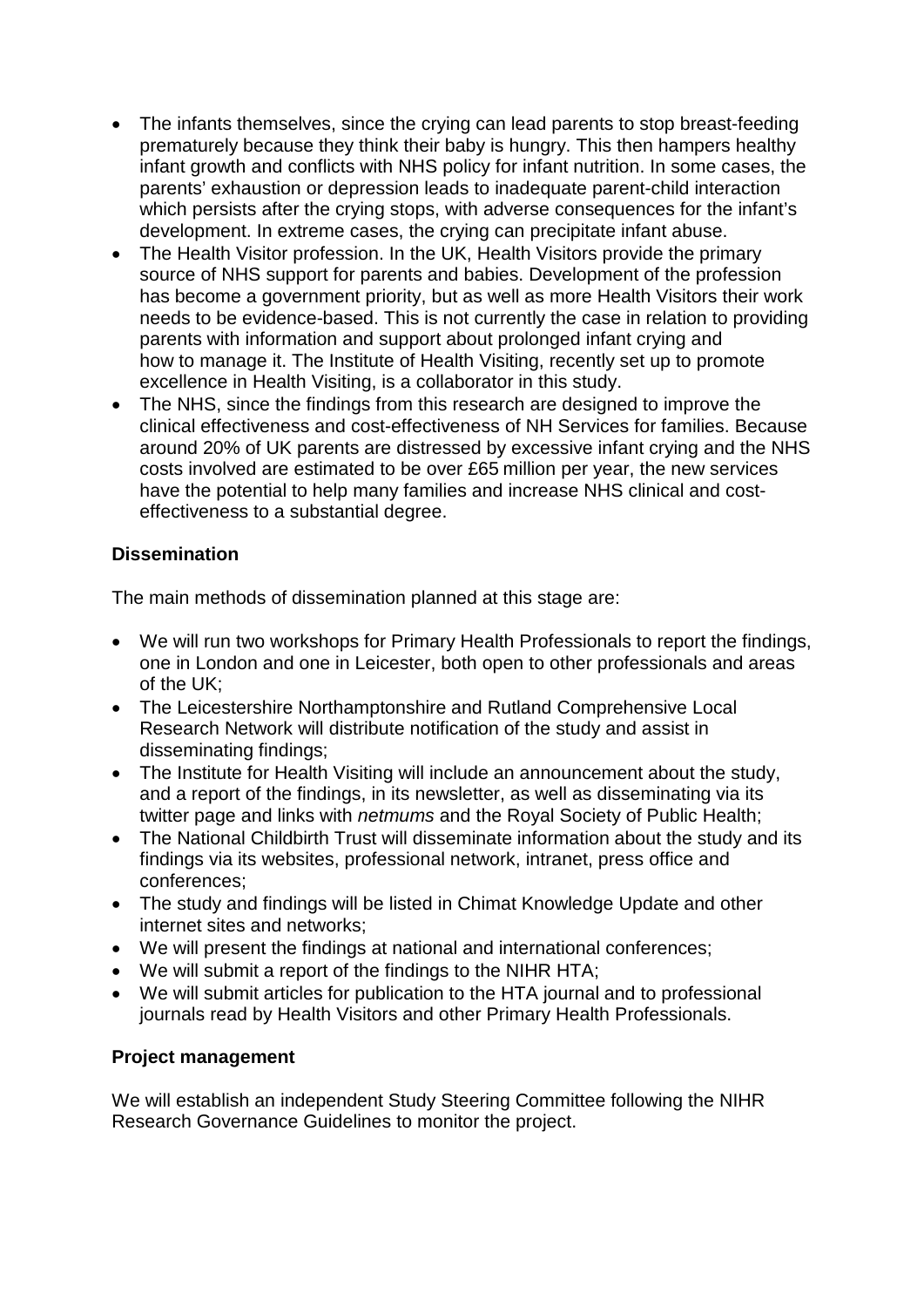- The infants themselves, since the crying can lead parents to stop breast-feeding prematurely because they think their baby is hungry. This then hampers healthy infant growth and conflicts with NHS policy for infant nutrition. In some cases, the parents' exhaustion or depression leads to inadequate parent-child interaction which persists after the crying stops, with adverse consequences for the infant's development. In extreme cases, the crying can precipitate infant abuse.
- The Health Visitor profession. In the UK, Health Visitors provide the primary source of NHS support for parents and babies. Development of the profession has become a government priority, but as well as more Health Visitors their work needs to be evidence-based. This is not currently the case in relation to providing parents with information and support about prolonged infant crying and how to manage it. The Institute of Health Visiting, recently set up to promote excellence in Health Visiting, is a collaborator in this study.
- The NHS, since the findings from this research are designed to improve the clinical effectiveness and cost-effectiveness of NH Services for families. Because around 20% of UK parents are distressed by excessive infant crying and the NHS costs involved are estimated to be over £65 million per year, the new services have the potential to help many families and increase NHS clinical and cost-effectiveness to a substantial degree.

**Dissemination**

The main methods of dissemination planned at this stage are:

- We will run two workshops for Primary Health Professionals to report the findings, one in London and one in Leicester, both open to other professionals and areas of the UK;
- The Leicestershire Northamptonshire and Rutland Comprehensive Local Research Network will distribute notification of the study and assist in disseminating findings;
- The Institute for Health Visiting will include an announcement about the study, and a report of the findings, in its newsletter, as well as disseminating via its twitter page and links with *netmums* and the Royal Society of Public Health;
- The National Childbirth Trust will disseminate information about the study and its findings via its websites, professional network, intranet, press office and conferences;
- The study and findings will be listed in Chimat Knowledge Update and other internet sites and networks;
- We will present the findings at national and international conferences;
- We will submit a report of the findings to the NIHR HTA;
- We will submit articles for publication to the HTA journal and to professional journals read by Health Visitors and other Primary Health Professionals.

**Project management**

We will establish an independent Study Steering Committee following the NIHR Research Governance Guidelines to monitor the project.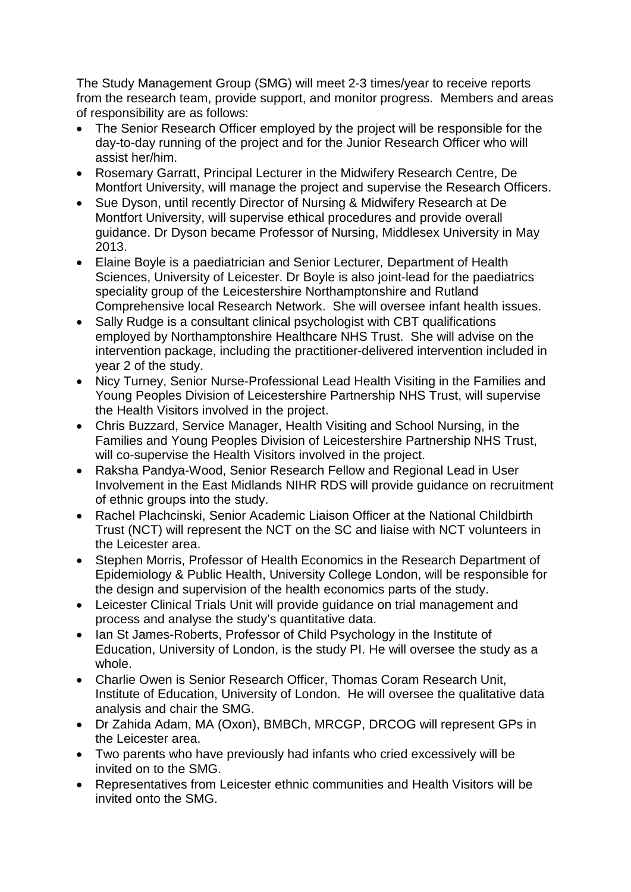The Study Management Group (SMG) will meet 2-3 times/year to receive reports from the research team, provide support, and monitor progress. Members and areas of responsibility are as follows:

- The Senior Research Officer employed by the project will be responsible for the day-to-day running of the project and for the Junior Research Officer who will assist her/him.
- Rosemary Garratt, Principal Lecturer in the Midwifery Research Centre, De Montfort University, will manage the project and supervise the Research Officers.
- Sue Dyson, until recently Director of Nursing & Midwifery Research at De Montfort University, will supervise ethical procedures and provide overall guidance. Dr Dyson became Professor of Nursing, Middlesex University in May 2013.
- Elaine Boyle is a paediatrician and Senior Lecturer*,* Department of Health Sciences, University of Leicester. Dr Boyle is also joint-lead for the paediatrics speciality group of the Leicestershire Northamptonshire and Rutland Comprehensive local Research Network. She will oversee infant health issues.
- Sally Rudge is a consultant clinical psychologist with CBT qualifications employed by Northamptonshire Healthcare NHS Trust. She will advise on the intervention package, including the practitioner-delivered intervention included in year 2 of the study.
- Nicy Turney, Senior Nurse-Professional Lead Health Visiting in the Families and Young Peoples Division of Leicestershire Partnership NHS Trust, will supervise the Health Visitors involved in the project.
- Chris Buzzard, Service Manager, Health Visiting and School Nursing, in the Families and Young Peoples Division of Leicestershire Partnership NHS Trust, will co-supervise the Health Visitors involved in the project.
- Raksha Pandya-Wood, Senior Research Fellow and Regional Lead in User Involvement in the East Midlands NIHR RDS will provide guidance on recruitment of ethnic groups into the study.
- Rachel Plachcinski, Senior Academic Liaison Officer at the National Childbirth Trust (NCT) will represent the NCT on the SC and liaise with NCT volunteers in the Leicester area.
- Stephen Morris, Professor of Health Economics in the Research Department of Epidemiology & Public Health, University College London, will be responsible for the design and supervision of the health economics parts of the study.
- Leicester Clinical Trials Unit will provide guidance on trial management and process and analyse the study's quantitative data.
- Ian St James-Roberts, Professor of Child Psychology in the Institute of Education, University of London, is the study PI. He will oversee the study as a whole.
- Charlie Owen is Senior Research Officer, Thomas Coram Research Unit, Institute of Education, University of London. He will oversee the qualitative data analysis and chair the SMG.
- Dr Zahida Adam, MA (Oxon), BMBCh, MRCGP, DRCOG will represent GPs in the Leicester area.
- Two parents who have previously had infants who cried excessively will be invited on to the SMG.
- Representatives from Leicester ethnic communities and Health Visitors will be invited onto the SMG.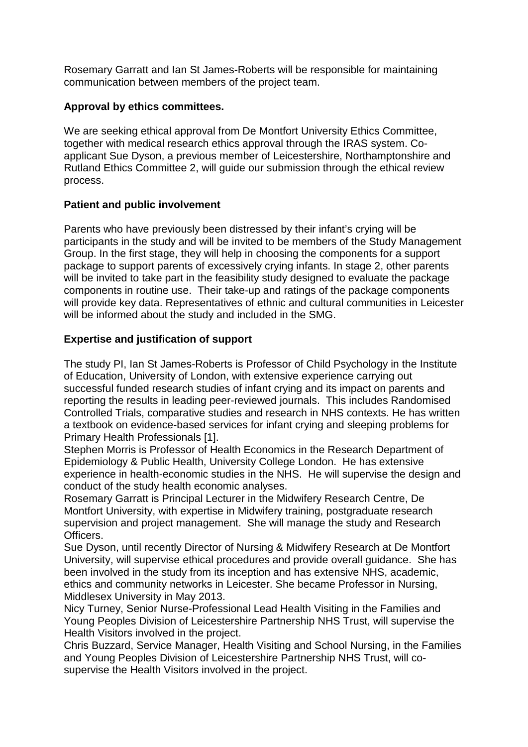Rosemary Garratt and Ian St James-Roberts will be responsible for maintaining communication between members of the project team.

**Approval by ethics committees.**

We are seeking ethical approval from De Montfort University Ethics Committee, together with medical research ethics approval through the IRAS system. Co-applicant Sue Dyson, a previous member of Leicestershire, Northamptonshire and Rutland Ethics Committee 2, will guide our submission through the ethical review process.

**Patient and public involvement**

Parents who have previously been distressed by their infant's crying will be participants in the study and will be invited to be members of the Study Management Group. In the first stage, they will help in choosing the components for a support package to support parents of excessively crying infants. In stage 2, other parents will be invited to take part in the feasibility study designed to evaluate the package components in routine use. Their take-up and ratings of the package components will provide key data. Representatives of ethnic and cultural communities in Leicester will be informed about the study and included in the SMG.

**Expertise and justification of support**

The study PI, Ian St James-Roberts is Professor of Child Psychology in the Institute of Education, University of London, with extensive experience carrying out successful funded research studies of infant crying and its impact on parents and reporting the results in leading peer-reviewed journals. This includes Randomised Controlled Trials, comparative studies and research in NHS contexts. He has written a textbook on evidence-based services for infant crying and sleeping problems for Primary Health Professionals [1].
Stephen Morris is Professor of Health Economics in the Research Department of Epidemiology & Public Health, University College London. He has extensive experience in health-economic studies in the NHS. He will supervise the design and conduct of the study health economic analyses.
Rosemary Garratt is Principal Lecturer in the Midwifery Research Centre, De Montfort University, with expertise in Midwifery training, postgraduate research supervision and project management. She will manage the study and Research Officers.
Sue Dyson, until recently Director of Nursing & Midwifery Research at De Montfort University, will supervise ethical procedures and provide overall guidance. She has been involved in the study from its inception and has extensive NHS, academic, ethics and community networks in Leicester. She became Professor in Nursing, Middlesex University in May 2013.
Nicy Turney, Senior Nurse-Professional Lead Health Visiting in the Families and Young Peoples Division of Leicestershire Partnership NHS Trust, will supervise the Health Visitors involved in the project.
Chris Buzzard, Service Manager, Health Visiting and School Nursing, in the Families and Young Peoples Division of Leicestershire Partnership NHS Trust, will co-supervise the Health Visitors involved in the project.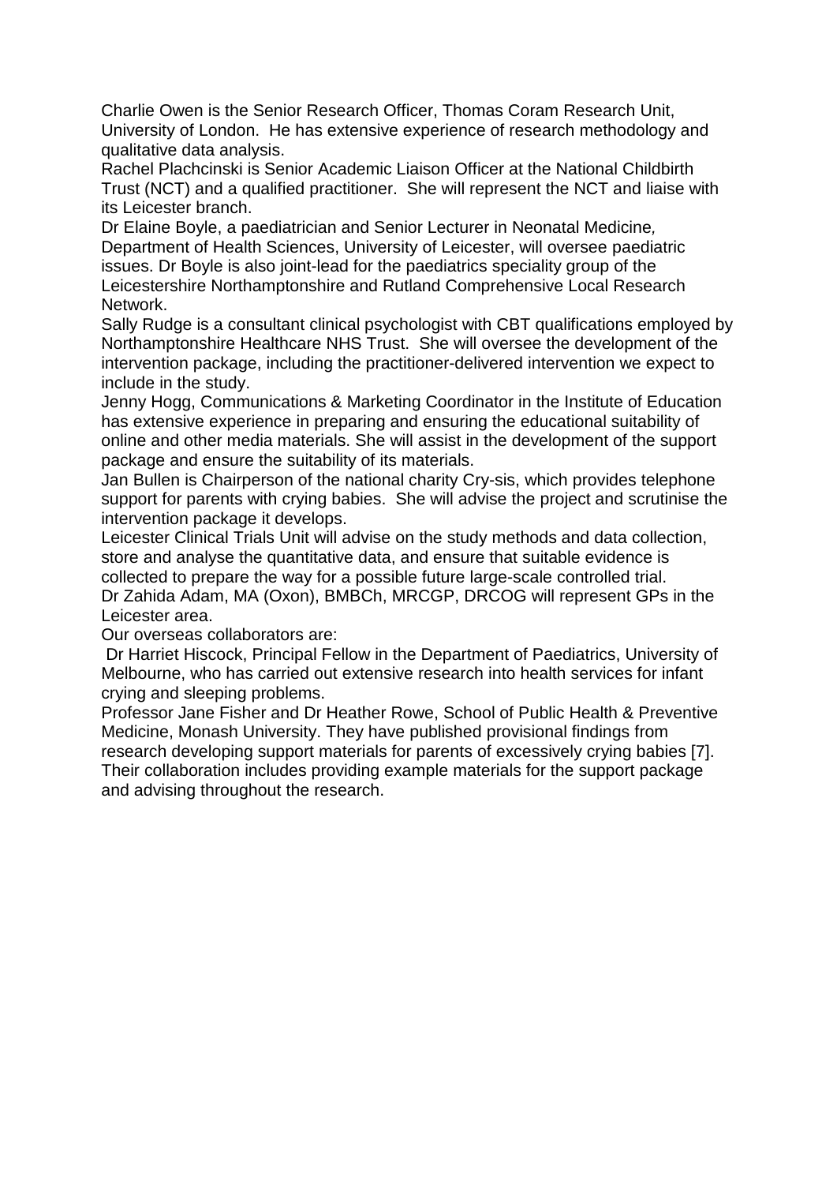Charlie Owen is the Senior Research Officer, Thomas Coram Research Unit, University of London. He has extensive experience of research methodology and qualitative data analysis.

Rachel Plachcinski is Senior Academic Liaison Officer at the National Childbirth Trust (NCT) and a qualified practitioner. She will represent the NCT and liaise with its Leicester branch.

Dr Elaine Boyle, a paediatrician and Senior Lecturer in Neonatal Medicine, Department of Health Sciences, University of Leicester, will oversee paediatric issues. Dr Boyle is also joint-lead for the paediatrics speciality group of the Leicestershire Northamptonshire and Rutland Comprehensive Local Research Network.

Sally Rudge is a consultant clinical psychologist with CBT qualifications employed by Northamptonshire Healthcare NHS Trust. She will oversee the development of the intervention package, including the practitioner-delivered intervention we expect to include in the study.

Jenny Hogg, Communications & Marketing Coordinator in the Institute of Education has extensive experience in preparing and ensuring the educational suitability of online and other media materials. She will assist in the development of the support package and ensure the suitability of its materials.

Jan Bullen is Chairperson of the national charity Cry-sis, which provides telephone support for parents with crying babies. She will advise the project and scrutinise the intervention package it develops.

Leicester Clinical Trials Unit will advise on the study methods and data collection, store and analyse the quantitative data, and ensure that suitable evidence is collected to prepare the way for a possible future large-scale controlled trial.

Dr Zahida Adam, MA (Oxon), BMBCh, MRCGP, DRCOG will represent GPs in the Leicester area.

Our overseas collaborators are:

Dr Harriet Hiscock, Principal Fellow in the Department of Paediatrics, University of Melbourne, who has carried out extensive research into health services for infant crying and sleeping problems.

Professor Jane Fisher and Dr Heather Rowe, School of Public Health & Preventive Medicine, Monash University. They have published provisional findings from research developing support materials for parents of excessively crying babies [7]. Their collaboration includes providing example materials for the support package and advising throughout the research.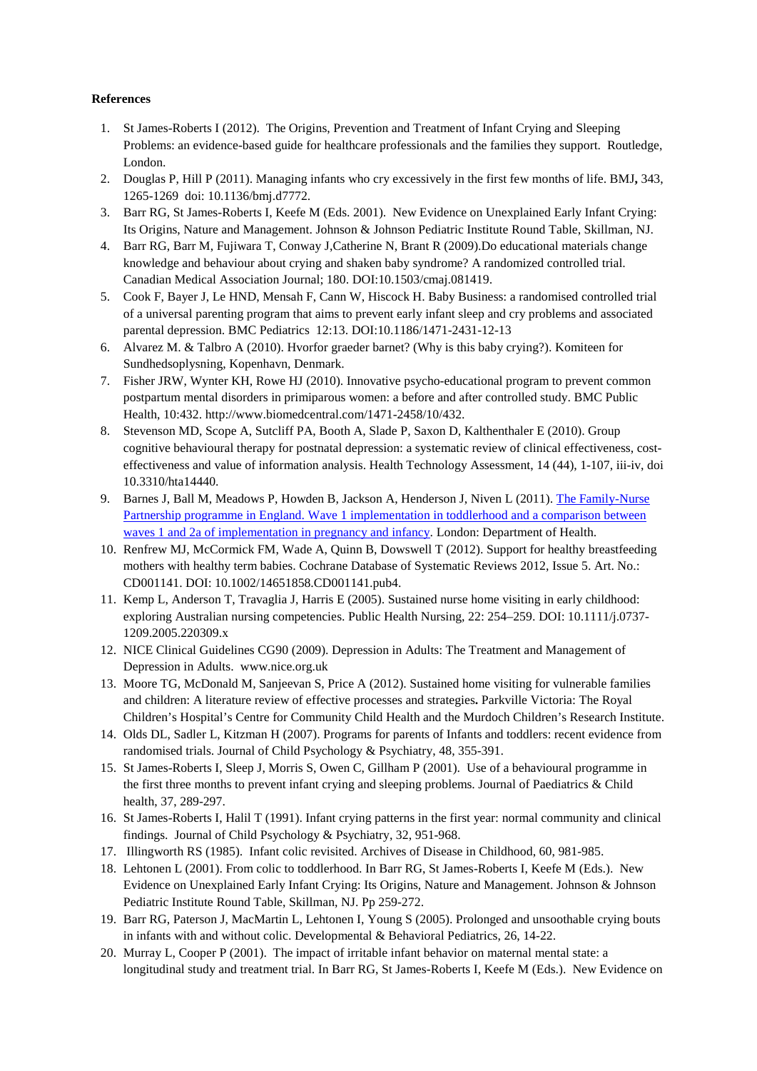**References**

1. St James-Roberts I (2012). The Origins, Prevention and Treatment of Infant Crying and Sleeping Problems: an evidence-based guide for healthcare professionals and the families they support. Routledge, London.
2. Douglas P, Hill P (2011). Managing infants who cry excessively in the first few months of life. BMJ**,** 343, 1265-1269 doi: 10.1136/bmj.d7772.
3. Barr RG, St James-Roberts I, Keefe M (Eds. 2001). New Evidence on Unexplained Early Infant Crying: Its Origins, Nature and Management. Johnson & Johnson Pediatric Institute Round Table, Skillman, NJ.
4. Barr RG, Barr M, Fujiwara T, Conway J,Catherine N, Brant R (2009).Do educational materials change knowledge and behaviour about crying and shaken baby syndrome? A randomized controlled trial. Canadian Medical Association Journal; 180. DOI:10.1503/cmaj.081419.
5. Cook F, Bayer J, Le HND, Mensah F, Cann W, Hiscock H. Baby Business: a randomised controlled trial of a universal parenting program that aims to prevent early infant sleep and cry problems and associated parental depression. BMC Pediatrics 12:13. DOI:10.1186/1471-2431-12-13
6. Alvarez M. & Talbro A (2010). Hvorfor graeder barnet? (Why is this baby crying?). Komiteen for Sundhedsoplysning, Kopenhavn, Denmark.
7. Fisher JRW, Wynter KH, Rowe HJ (2010). Innovative psycho-educational program to prevent common postpartum mental disorders in primiparous women: a before and after controlled study. BMC Public Health, 10:432. http://www.biomedcentral.com/1471-2458/10/432.
8. Stevenson MD, Scope A, Sutcliff PA, Booth A, Slade P, Saxon D, Kalthenthaler E (2010). Group cognitive behavioural therapy for postnatal depression: a systematic review of clinical effectiveness, cost-effectiveness and value of information analysis. Health Technology Assessment, 14 (44), 1-107, iii-iv, doi 10.3310/hta14440.
9. Barnes J, Ball M, Meadows P, Howden B, Jackson A, Henderson J, Niven L (2011). The Family-Nurse Partnership programme in England. Wave 1 implementation in toddlerhood and a comparison between waves 1 and 2a of implementation in pregnancy and infancy. London: Department of Health.
10. Renfrew MJ, McCormick FM, Wade A, Quinn B, Dowswell T (2012). Support for healthy breastfeeding mothers with healthy term babies. Cochrane Database of Systematic Reviews 2012, Issue 5. Art. No.: CD001141. DOI: 10.1002/14651858.CD001141.pub4.
11. Kemp L, Anderson T, Travaglia J, Harris E (2005). Sustained nurse home visiting in early childhood: exploring Australian nursing competencies. Public Health Nursing, 22: 254–259. DOI: 10.1111/j.0737-1209.2005.220309.x
12. NICE Clinical Guidelines CG90 (2009). Depression in Adults: The Treatment and Management of Depression in Adults. www.nice.org.uk
13. Moore TG, McDonald M, Sanjeevan S, Price A (2012). Sustained home visiting for vulnerable families and children: A literature review of effective processes and strategies**.** Parkville Victoria: The Royal Children's Hospital's Centre for Community Child Health and the Murdoch Children's Research Institute.
14. Olds DL, Sadler L, Kitzman H (2007). Programs for parents of Infants and toddlers: recent evidence from randomised trials. Journal of Child Psychology & Psychiatry, 48, 355-391.
15. St James-Roberts I, Sleep J, Morris S, Owen C, Gillham P (2001). Use of a behavioural programme in the first three months to prevent infant crying and sleeping problems. Journal of Paediatrics & Child health, 37, 289-297.
16. St James-Roberts I, Halil T (1991). Infant crying patterns in the first year: normal community and clinical findings. Journal of Child Psychology & Psychiatry, 32, 951-968.
17. Illingworth RS (1985). Infant colic revisited. Archives of Disease in Childhood, 60, 981-985.
18. Lehtonen L (2001). From colic to toddlerhood. In Barr RG, St James-Roberts I, Keefe M (Eds.). New Evidence on Unexplained Early Infant Crying: Its Origins, Nature and Management. Johnson & Johnson Pediatric Institute Round Table, Skillman, NJ. Pp 259-272.
19. Barr RG, Paterson J, MacMartin L, Lehtonen I, Young S (2005). Prolonged and unsoothable crying bouts in infants with and without colic. Developmental & Behavioral Pediatrics, 26, 14-22.
20. Murray L, Cooper P (2001). The impact of irritable infant behavior on maternal mental state: a longitudinal study and treatment trial. In Barr RG, St James-Roberts I, Keefe M (Eds.). New Evidence on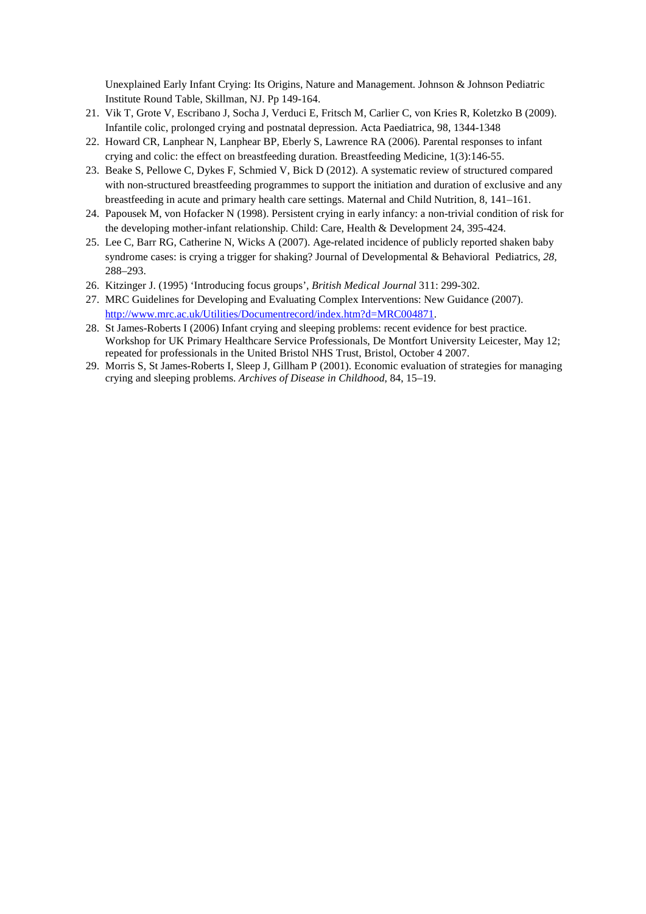Unexplained Early Infant Crying: Its Origins, Nature and Management. Johnson & Johnson Pediatric Institute Round Table, Skillman, NJ. Pp 149-164.

21. Vik T, Grote V, Escribano J, Socha J, Verduci E, Fritsch M, Carlier C, von Kries R, Koletzko B (2009). Infantile colic, prolonged crying and postnatal depression. Acta Paediatrica, 98, 1344-1348
22. Howard CR, Lanphear N, Lanphear BP, Eberly S, Lawrence RA (2006). Parental responses to infant crying and colic: the effect on breastfeeding duration. Breastfeeding Medicine, 1(3):146-55.
23. Beake S, Pellowe C, Dykes F, Schmied V, Bick D (2012). A systematic review of structured compared with non-structured breastfeeding programmes to support the initiation and duration of exclusive and any breastfeeding in acute and primary health care settings. Maternal and Child Nutrition, 8, 141–161.
24. Papousek M, von Hofacker N (1998). Persistent crying in early infancy: a non-trivial condition of risk for the developing mother-infant relationship. Child: Care, Health & Development 24, 395-424.
25. Lee C, Barr RG, Catherine N, Wicks A (2007). Age-related incidence of publicly reported shaken baby syndrome cases: is crying a trigger for shaking? Journal of Developmental & Behavioral Pediatrics, *28*, 288–293.
26. Kitzinger J. (1995) 'Introducing focus groups', *British Medical Journal* 311: 299-302.
27. MRC Guidelines for Developing and Evaluating Complex Interventions: New Guidance (2007). http://www.mrc.ac.uk/Utilities/Documentrecord/index.htm?d=MRC004871.
28. St James-Roberts I (2006) Infant crying and sleeping problems: recent evidence for best practice. Workshop for UK Primary Healthcare Service Professionals, De Montfort University Leicester, May 12; repeated for professionals in the United Bristol NHS Trust, Bristol, October 4 2007.
29. Morris S, St James-Roberts I, Sleep J, Gillham P (2001). Economic evaluation of strategies for managing crying and sleeping problems. *Archives of Disease in Childhood*, 84, 15–19.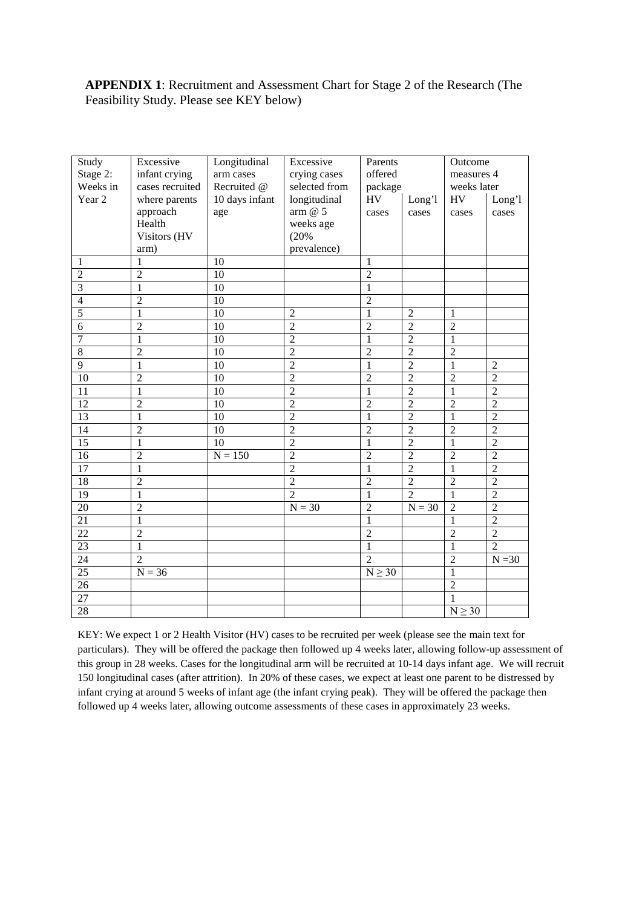**APPENDIX 1**: Recruitment and Assessment Chart for Stage 2 of the Research (The Feasibility Study. Please see KEY below)

| Study Stage 2: Weeks in Year 2 | Excessive infant crying cases recruited where parents approach Health Visitors (HV arm) | Longitudinal arm cases Recruited @ 10 days infant age | Excessive crying cases selected from longitudinal arm @ 5 weeks age (20% prevalence) | Parents offered package | | Outcome measures 4 weeks later | |
|---|---|---|---|---|---|---|---|
| | | | | HV cases | Long'l cases | HV cases | Long'l cases |
| 1 | 1 | 10 | | 1 | | | |
| 2 | 2 | 10 | | 2 | | | |
| 3 | 1 | 10 | | 1 | | | |
| 4 | 2 | 10 | | 2 | | | |
| 5 | 1 | 10 | 2 | 1 | 2 | 1 | |
| 6 | 2 | 10 | 2 | 2 | 2 | 2 | |
| 7 | 1 | 10 | 2 | 1 | 2 | 1 | |
| 8 | 2 | 10 | 2 | 2 | 2 | 2 | |
| 9 | 1 | 10 | 2 | 1 | 2 | 1 | 2 |
| 10 | 2 | 10 | 2 | 2 | 2 | 2 | 2 |
| 11 | 1 | 10 | 2 | 1 | 2 | 1 | 2 |
| 12 | 2 | 10 | 2 | 2 | 2 | 2 | 2 |
| 13 | 1 | 10 | 2 | 1 | 2 | 1 | 2 |
| 14 | 2 | 10 | 2 | 2 | 2 | 2 | 2 |
| 15 | 1 | 10 | 2 | 1 | 2 | 1 | 2 |
| 16 | 2 | N = 150 | 2 | 2 | 2 | 2 | 2 |
| 17 | 1 | | 2 | 1 | 2 | 1 | 2 |
| 18 | 2 | | 2 | 2 | 2 | 2 | 2 |
| 19 | 1 | | 2 | 1 | 2 | 1 | 2 |
| 20 | 2 | | N = 30 | 2 | N = 30 | 2 | 2 |
| 21 | 1 | | | 1 | | 1 | 2 |
| 22 | 2 | | | 2 | | 2 | 2 |
| 23 | 1 | | | 1 | | 1 | 2 |
| 24 | 2 | | | 2 | | 2 | N =30 |
| 25 | N = 36 | | | N ≥ 30 | | 1 | |
| 26 | | | | | | 2 | |
| 27 | | | | | | 1 | |
| 28 | | | | | | N ≥ 30 | |

KEY: We expect 1 or 2 Health Visitor (HV) cases to be recruited per week (please see the main text for particulars). They will be offered the package then followed up 4 weeks later, allowing follow-up assessment of this group in 28 weeks. Cases for the longitudinal arm will be recruited at 10-14 days infant age. We will recruit 150 longitudinal cases (after attrition). In 20% of these cases, we expect at least one parent to be distressed by infant crying at around 5 weeks of infant age (the infant crying peak). They will be offered the package then followed up 4 weeks later, allowing outcome assessments of these cases in approximately 23 weeks.